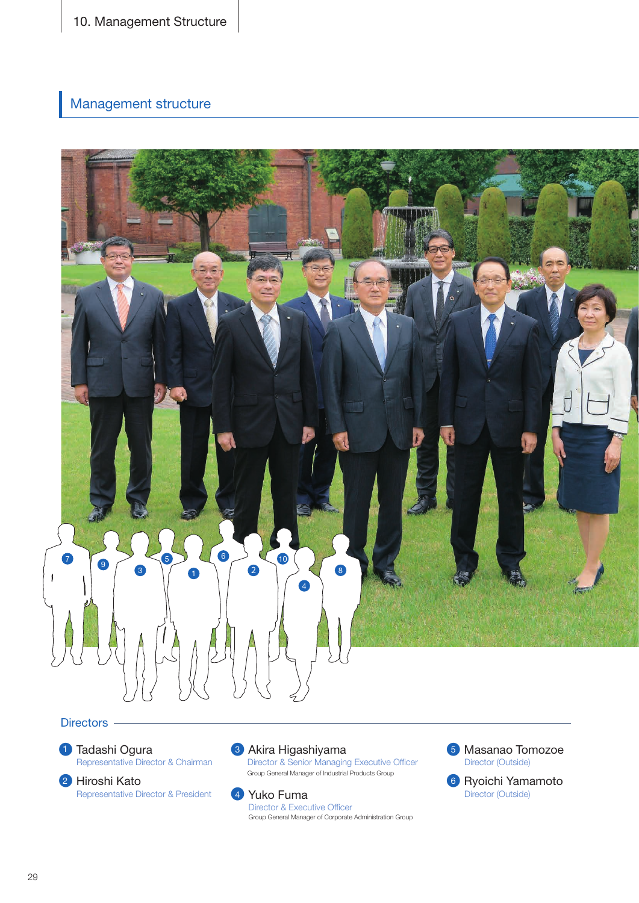## Management structure

### Directors

1. **Tadashi Ogura**
   Representative Director & Chairman

2. **Hiroshi Kato**
   Representative Director & President

3. **Akira Higashiyama**
   Director & Senior Managing Executive Officer
   Group General Manager of Industrial Products Group

4. **Yuko Fuma**
   Director & Executive Officer
   Group General Manager of Corporate Administration Group

5. **Masanao Tomozoe**
   Director (Outside)

6. **Ryoichi Yamamoto**
   Director (Outside)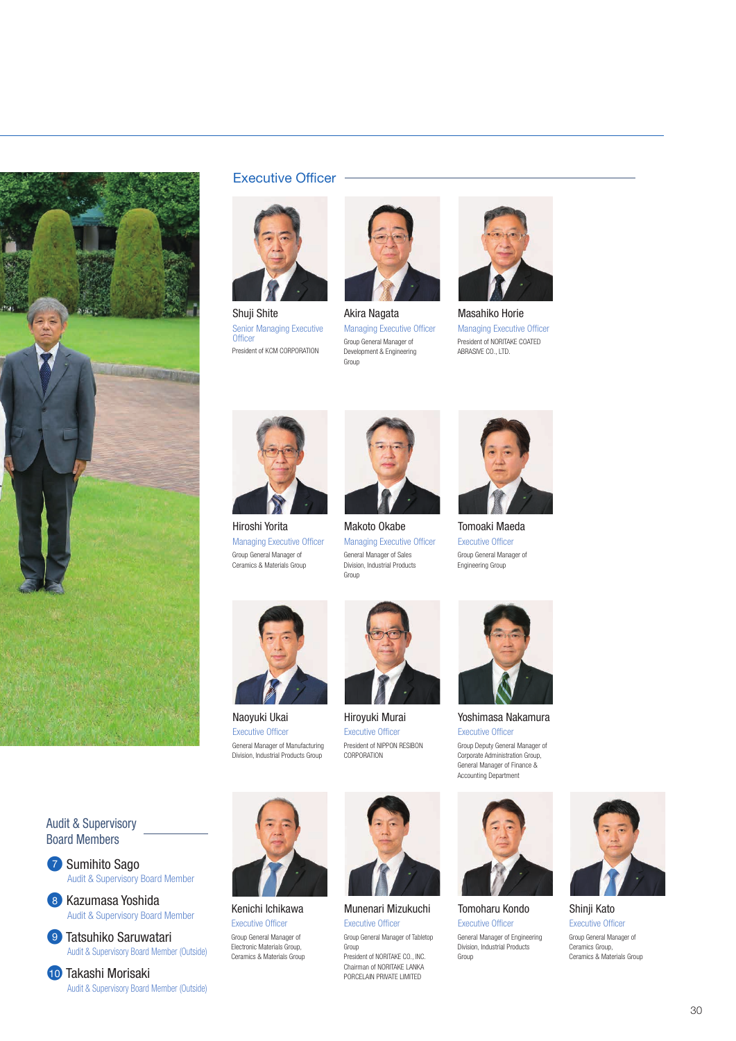## Executive Officer

**Shuji Shite**
Senior Managing Executive Officer
President of KCM CORPORATION

**Akira Nagata**
Managing Executive Officer
Group General Manager of Development & Engineering Group

**Masahiko Horie**
Managing Executive Officer
President of NORITAKE COATED ABRASIVE CO., LTD.

**Hiroshi Yorita**
Managing Executive Officer
Group General Manager of Ceramics & Materials Group

**Makoto Okabe**
Managing Executive Officer
General Manager of Sales Division, Industrial Products Group

**Tomoaki Maeda**
Executive Officer
Group General Manager of Engineering Group

**Naoyuki Ukai**
Executive Officer
General Manager of Manufacturing Division, Industrial Products Group

**Hiroyuki Murai**
Executive Officer
President of NIPPON RESIBON CORPORATION

**Yoshimasa Nakamura**
Executive Officer
Group Deputy General Manager of Corporate Administration Group, General Manager of Finance & Accounting Department

**Kenichi Ichikawa**
Executive Officer
Group General Manager of Electronic Materials Group, Ceramics & Materials Group

**Munenari Mizukuchi**
Executive Officer
Group General Manager of Tabletop Group
President of NORITAKE CO., INC.
Chairman of NORITAKE LANKA PORCELAIN PRIVATE LIMITED

**Tomoharu Kondo**
Executive Officer
General Manager of Engineering Division, Industrial Products Group

**Shinji Kato**
Executive Officer
Group General Manager of Ceramics Group, Ceramics & Materials Group

## Audit & Supervisory Board Members

7. **Sumihito Sago**
   Audit & Supervisory Board Member
8. **Kazumasa Yoshida**
   Audit & Supervisory Board Member
9. **Tatsuhiko Saruwatari**
   Audit & Supervisory Board Member (Outside)
10. **Takashi Morisaki**
    Audit & Supervisory Board Member (Outside)